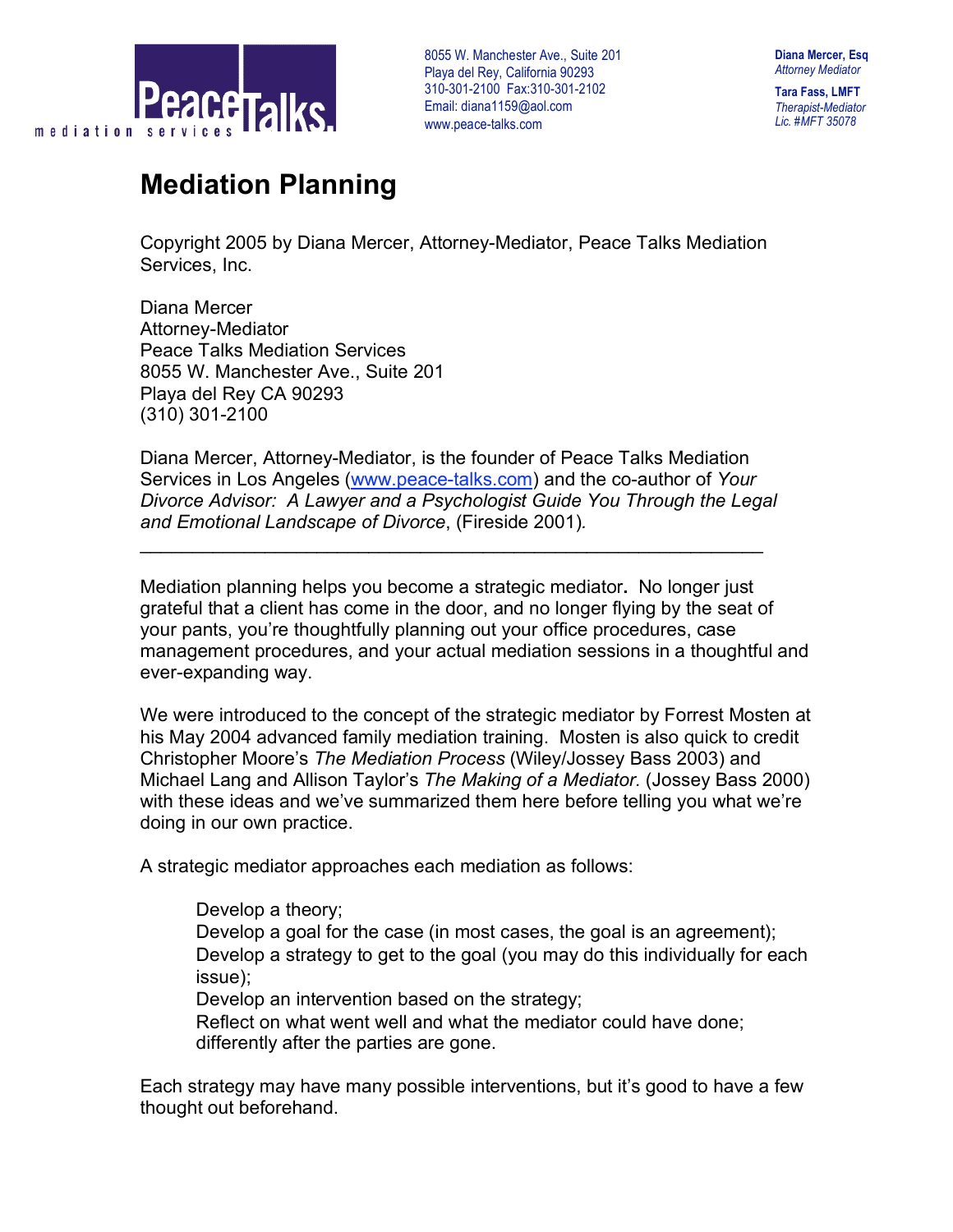PeaceTalks mediation services

8055 W. Manchester Ave., Suite 201
Playa del Rey, California 90293
310-301-2100 Fax:310-301-2102
Email: diana1159@aol.com
www.peace-talks.com

**Diana Mercer, Esq**
*Attorney Mediator*

**Tara Fass, LMFT**
*Therapist-Mediator*
*Lic. #MFT 35078*

# Mediation Planning

Copyright 2005 by Diana Mercer, Attorney-Mediator, Peace Talks Mediation Services, Inc.

Diana Mercer
Attorney-Mediator
Peace Talks Mediation Services
8055 W. Manchester Ave., Suite 201
Playa del Rey CA 90293
(310) 301-2100

Diana Mercer, Attorney-Mediator, is the founder of Peace Talks Mediation Services in Los Angeles (www.peace-talks.com) and the co-author of *Your Divorce Advisor: A Lawyer and a Psychologist Guide You Through the Legal and Emotional Landscape of Divorce*, (Fireside 2001).

---

Mediation planning helps you become a strategic mediator**.** No longer just grateful that a client has come in the door, and no longer flying by the seat of your pants, you're thoughtfully planning out your office procedures, case management procedures, and your actual mediation sessions in a thoughtful and ever-expanding way.

We were introduced to the concept of the strategic mediator by Forrest Mosten at his May 2004 advanced family mediation training. Mosten is also quick to credit Christopher Moore's *The Mediation Process* (Wiley/Jossey Bass 2003) and Michael Lang and Allison Taylor's *The Making of a Mediator.* (Jossey Bass 2000) with these ideas and we've summarized them here before telling you what we're doing in our own practice.

A strategic mediator approaches each mediation as follows:

> Develop a theory;
> Develop a goal for the case (in most cases, the goal is an agreement);
> Develop a strategy to get to the goal (you may do this individually for each issue);
> Develop an intervention based on the strategy;
> Reflect on what went well and what the mediator could have done; differently after the parties are gone.

Each strategy may have many possible interventions, but it's good to have a few thought out beforehand.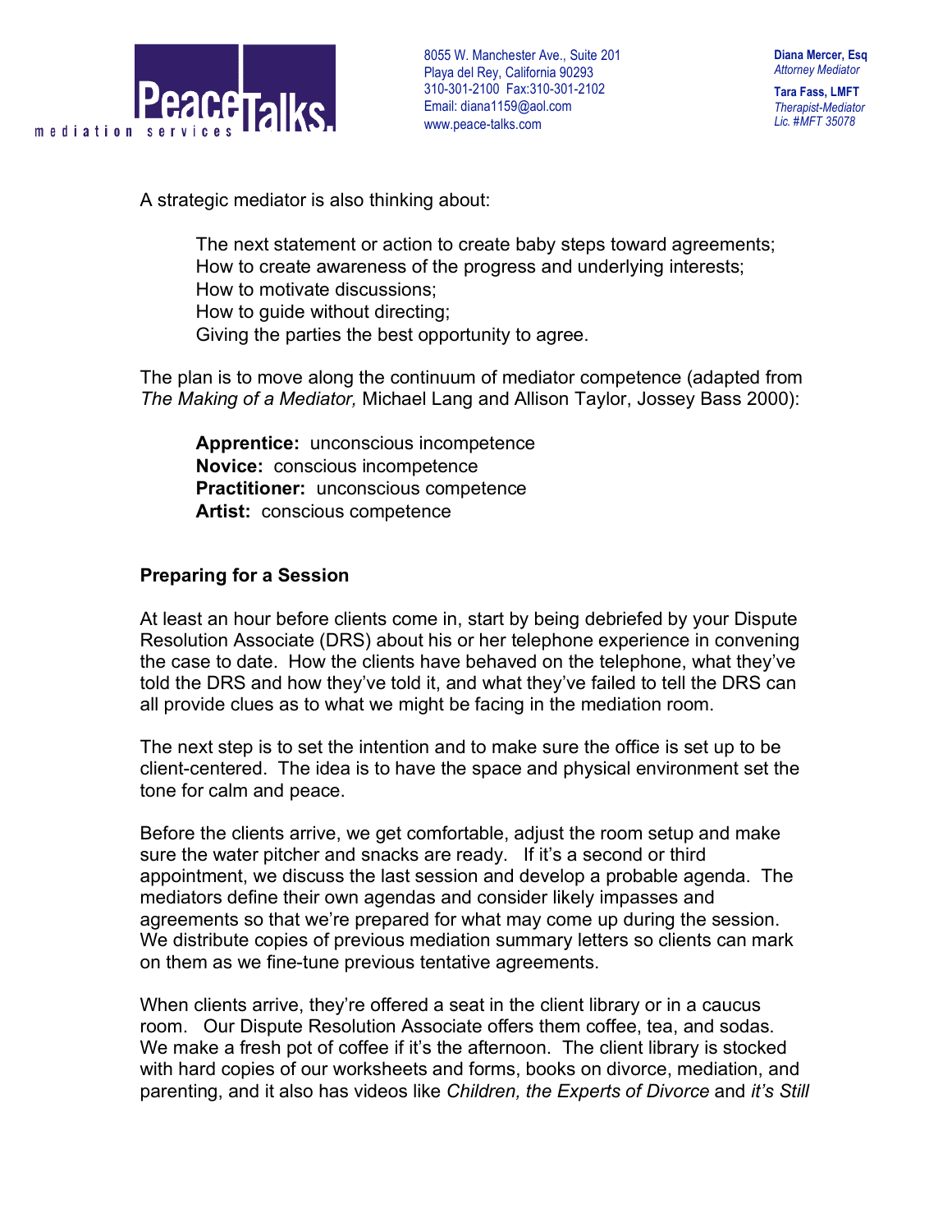A strategic mediator is also thinking about:

> The next statement or action to create baby steps toward agreements;
> How to create awareness of the progress and underlying interests;
> How to motivate discussions;
> How to guide without directing;
> Giving the parties the best opportunity to agree.

The plan is to move along the continuum of mediator competence (adapted from *The Making of a Mediator,* Michael Lang and Allison Taylor, Jossey Bass 2000):

> **Apprentice:** unconscious incompetence
> **Novice:** conscious incompetence
> **Practitioner:** unconscious competence
> **Artist:** conscious competence

**Preparing for a Session**

At least an hour before clients come in, start by being debriefed by your Dispute Resolution Associate (DRS) about his or her telephone experience in convening the case to date. How the clients have behaved on the telephone, what they've told the DRS and how they've told it, and what they've failed to tell the DRS can all provide clues as to what we might be facing in the mediation room.

The next step is to set the intention and to make sure the office is set up to be client-centered. The idea is to have the space and physical environment set the tone for calm and peace.

Before the clients arrive, we get comfortable, adjust the room setup and make sure the water pitcher and snacks are ready. If it's a second or third appointment, we discuss the last session and develop a probable agenda. The mediators define their own agendas and consider likely impasses and agreements so that we're prepared for what may come up during the session. We distribute copies of previous mediation summary letters so clients can mark on them as we fine-tune previous tentative agreements.

When clients arrive, they're offered a seat in the client library or in a caucus room. Our Dispute Resolution Associate offers them coffee, tea, and sodas. We make a fresh pot of coffee if it's the afternoon. The client library is stocked with hard copies of our worksheets and forms, books on divorce, mediation, and parenting, and it also has videos like *Children, the Experts of Divorce* and *it's Still*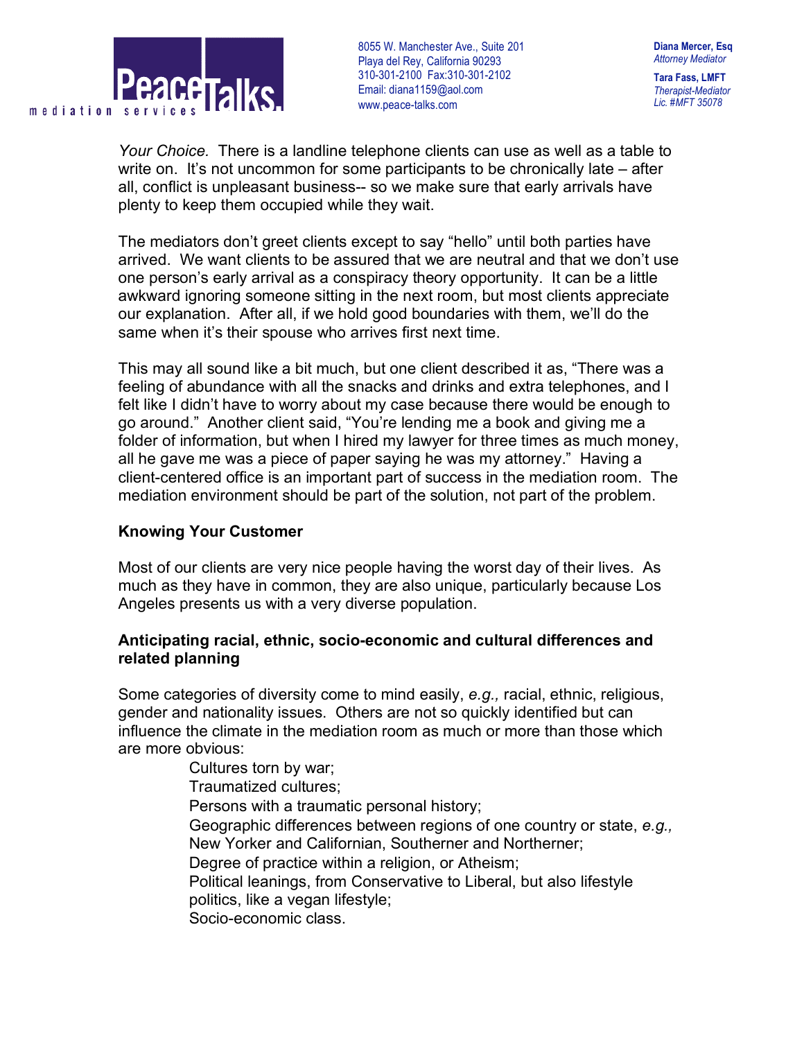*Your Choice.* There is a landline telephone clients can use as well as a table to write on. It's not uncommon for some participants to be chronically late – after all, conflict is unpleasant business-- so we make sure that early arrivals have plenty to keep them occupied while they wait.

The mediators don't greet clients except to say "hello" until both parties have arrived. We want clients to be assured that we are neutral and that we don't use one person's early arrival as a conspiracy theory opportunity. It can be a little awkward ignoring someone sitting in the next room, but most clients appreciate our explanation. After all, if we hold good boundaries with them, we'll do the same when it's their spouse who arrives first next time.

This may all sound like a bit much, but one client described it as, "There was a feeling of abundance with all the snacks and drinks and extra telephones, and I felt like I didn't have to worry about my case because there would be enough to go around." Another client said, "You're lending me a book and giving me a folder of information, but when I hired my lawyer for three times as much money, all he gave me was a piece of paper saying he was my attorney." Having a client-centered office is an important part of success in the mediation room. The mediation environment should be part of the solution, not part of the problem.

**Knowing Your Customer**

Most of our clients are very nice people having the worst day of their lives. As much as they have in common, they are also unique, particularly because Los Angeles presents us with a very diverse population.

**Anticipating racial, ethnic, socio-economic and cultural differences and related planning**

Some categories of diversity come to mind easily, *e.g.,* racial, ethnic, religious, gender and nationality issues. Others are not so quickly identified but can influence the climate in the mediation room as much or more than those which are more obvious:

- Cultures torn by war;
- Traumatized cultures;
- Persons with a traumatic personal history;
- Geographic differences between regions of one country or state, *e.g.,* New Yorker and Californian, Southerner and Northerner;
- Degree of practice within a religion, or Atheism;
- Political leanings, from Conservative to Liberal, but also lifestyle politics, like a vegan lifestyle;
- Socio-economic class.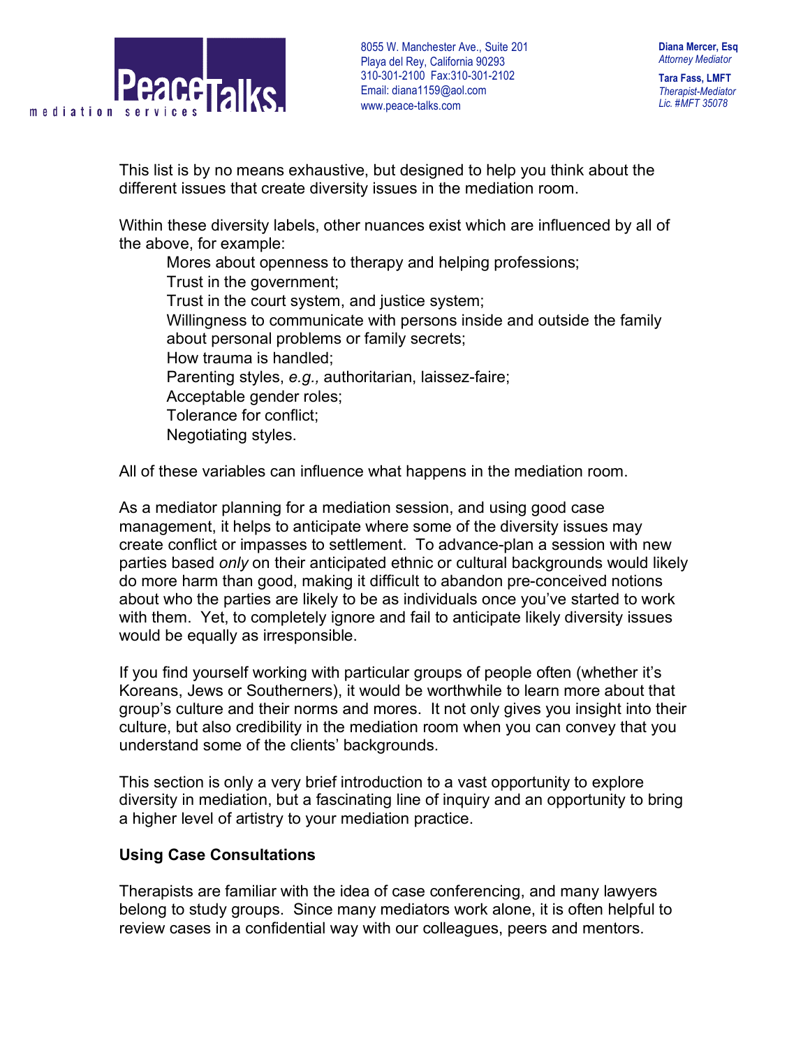This list is by no means exhaustive, but designed to help you think about the different issues that create diversity issues in the mediation room.

Within these diversity labels, other nuances exist which are influenced by all of the above, for example:

- Mores about openness to therapy and helping professions;
- Trust in the government;
- Trust in the court system, and justice system;
- Willingness to communicate with persons inside and outside the family about personal problems or family secrets;
- How trauma is handled;
- Parenting styles, *e.g.,* authoritarian, laissez-faire;
- Acceptable gender roles;
- Tolerance for conflict;
- Negotiating styles.

All of these variables can influence what happens in the mediation room.

As a mediator planning for a mediation session, and using good case management, it helps to anticipate where some of the diversity issues may create conflict or impasses to settlement. To advance-plan a session with new parties based *only* on their anticipated ethnic or cultural backgrounds would likely do more harm than good, making it difficult to abandon pre-conceived notions about who the parties are likely to be as individuals once you've started to work with them. Yet, to completely ignore and fail to anticipate likely diversity issues would be equally as irresponsible.

If you find yourself working with particular groups of people often (whether it's Koreans, Jews or Southerners), it would be worthwhile to learn more about that group's culture and their norms and mores. It not only gives you insight into their culture, but also credibility in the mediation room when you can convey that you understand some of the clients' backgrounds.

This section is only a very brief introduction to a vast opportunity to explore diversity in mediation, but a fascinating line of inquiry and an opportunity to bring a higher level of artistry to your mediation practice.

**Using Case Consultations**

Therapists are familiar with the idea of case conferencing, and many lawyers belong to study groups. Since many mediators work alone, it is often helpful to review cases in a confidential way with our colleagues, peers and mentors.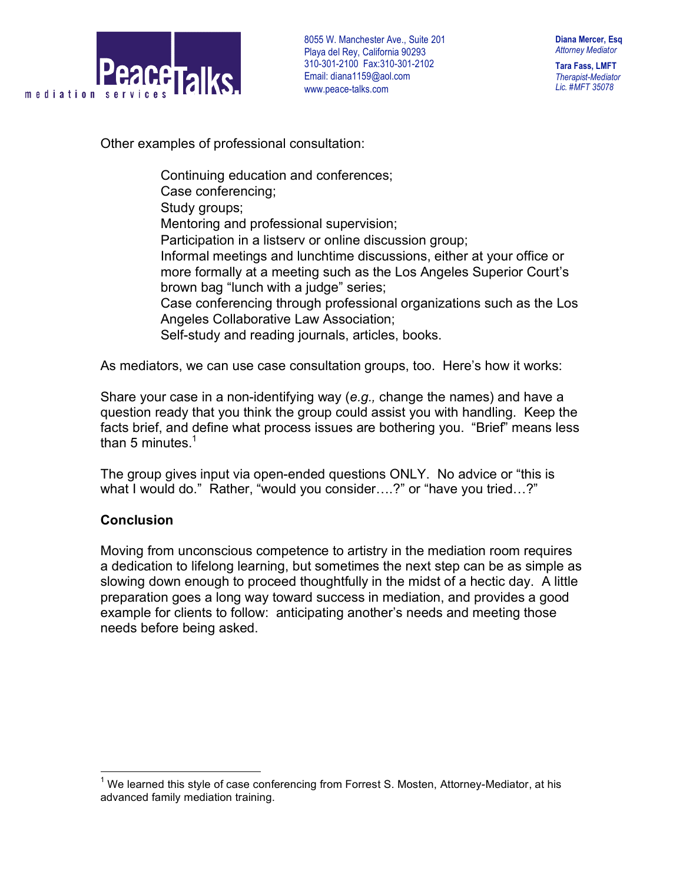Other examples of professional consultation:

- Continuing education and conferences;
- Case conferencing;
- Study groups;
- Mentoring and professional supervision;
- Participation in a listserv or online discussion group;
- Informal meetings and lunchtime discussions, either at your office or more formally at a meeting such as the Los Angeles Superior Court's brown bag "lunch with a judge" series;
- Case conferencing through professional organizations such as the Los Angeles Collaborative Law Association;
- Self-study and reading journals, articles, books.

As mediators, we can use case consultation groups, too. Here's how it works:

Share your case in a non-identifying way (*e.g.,* change the names) and have a question ready that you think the group could assist you with handling. Keep the facts brief, and define what process issues are bothering you. "Brief" means less than 5 minutes.[1]

The group gives input via open-ended questions ONLY. No advice or "this is what I would do." Rather, "would you consider….?" or "have you tried…?"

**Conclusion**

Moving from unconscious competence to artistry in the mediation room requires a dedication to lifelong learning, but sometimes the next step can be as simple as slowing down enough to proceed thoughtfully in the midst of a hectic day. A little preparation goes a long way toward success in mediation, and provides a good example for clients to follow: anticipating another's needs and meeting those needs before being asked.

---

[1] We learned this style of case conferencing from Forrest S. Mosten, Attorney-Mediator, at his advanced family mediation training.